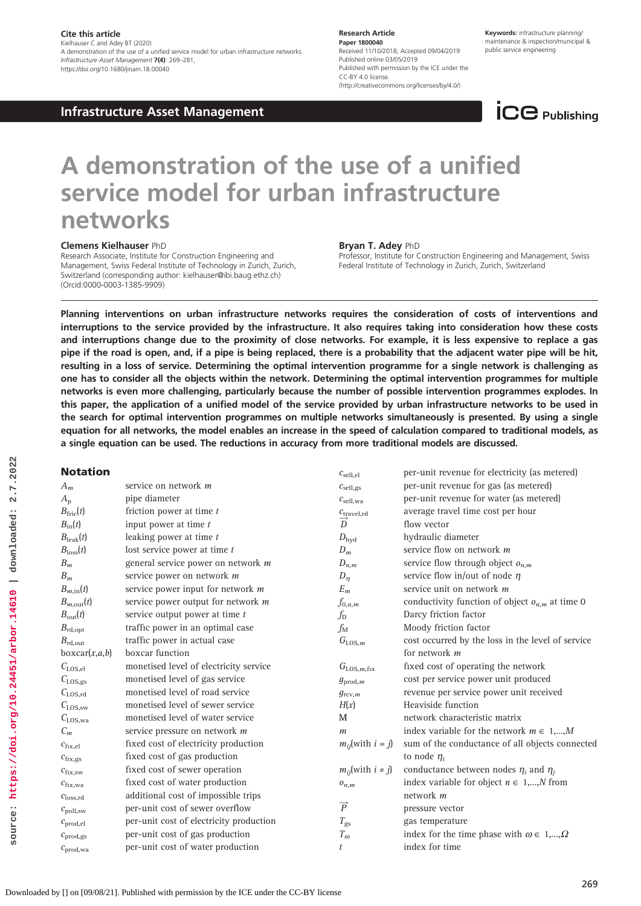**Cite this article**
Kielhauser C and Adey BT (2020)
A demonstration of the use of a unified service model for urban infrastructure networks.
*Infrastructure Asset Management* **7(4)**: 269–281,
https://doi.org/10.1680/jinam.18.00040

**Research Article**
**Paper 1800040**
Received 11/10/2018; Accepted 09/04/2019
Published online 03/05/2019
Published with permission by the ICE under the CC-BY 4.0 license.
(http://creativecommons.org/licenses/by/4.0/)

**Keywords:** infrastructure planning/ maintenance & inspection/municipal & public service engineering

**Infrastructure Asset Management**

# A demonstration of the use of a unified service model for urban infrastructure networks

**Clemens Kielhauser** PhD
Research Associate, Institute for Construction Engineering and Management, Swiss Federal Institute of Technology in Zurich, Zurich, Switzerland (corresponding author: kielhauser@ibi.baug.ethz.ch) (Orcid:0000-0003-1385-9909)

**Bryan T. Adey** PhD
Professor, Institute for Construction Engineering and Management, Swiss Federal Institute of Technology in Zurich, Zurich, Switzerland

**Planning interventions on urban infrastructure networks requires the consideration of costs of interventions and interruptions to the service provided by the infrastructure. It also requires taking into consideration how these costs and interruptions change due to the proximity of close networks. For example, it is less expensive to replace a gas pipe if the road is open, and, if a pipe is being replaced, there is a probability that the adjacent water pipe will be hit, resulting in a loss of service. Determining the optimal intervention programme for a single network is challenging as one has to consider all the objects within the network. Determining the optimal intervention programmes for multiple networks is even more challenging, particularly because the number of possible intervention programmes explodes. In this paper, the application of a unified model of the service provided by urban infrastructure networks to be used in the search for optimal intervention programmes on multiple networks simultaneously is presented. By using a single equation for all networks, the model enables an increase in the speed of calculation compared to traditional models, as a single equation can be used. The reductions in accuracy from more traditional models are discussed.**

## Notation

| | |
|---|---|
| $A_m$ | service on network $m$ |
| $A_\mathrm{p}$ | pipe diameter |
| $B_\mathrm{fric}(t)$ | friction power at time $t$ |
| $B_\mathrm{in}(t)$ | input power at time $t$ |
| $B_\mathrm{leak}(t)$ | leaking power at time $t$ |
| $B_\mathrm{loss}(t)$ | lost service power at time $t$ |
| $B_m$ | general service power on network $m$ |
| $B_m$ | service power on network $m$ |
| $B_{m,\mathrm{in}}(t)$ | service power input for network $m$ |
| $B_{m,\mathrm{out}}(t)$ | service power output for network $m$ |
| $B_\mathrm{out}(t)$ | service output power at time $t$ |
| $B_\mathrm{rd,opt}$ | traffic power in an optimal case |
| $B_\mathrm{rd,out}$ | traffic power in actual case |
| boxcar($x$,$a$,$b$) | boxcar function |
| $C_\mathrm{LOS,el}$ | monetised level of electricity service |
| $C_\mathrm{LOS,gs}$ | monetised level of gas service |
| $C_\mathrm{LOS,rd}$ | monetised level of road service |
| $C_\mathrm{LOS,sw}$ | monetised level of sewer service |
| $C_\mathrm{LOS,wa}$ | monetised level of water service |
| $C_m$ | service pressure on network $m$ |
| $c_\mathrm{fix,el}$ | fixed cost of electricity production |
| $c_\mathrm{fix,gs}$ | fixed cost of gas production |
| $c_\mathrm{fix,sw}$ | fixed cost of sewer operation |
| $c_\mathrm{fix,wa}$ | fixed cost of water production |
| $c_\mathrm{loss,rd}$ | additional cost of impossible trips |
| $c_\mathrm{poll,sw}$ | per-unit cost of sewer overflow |
| $c_\mathrm{prod,el}$ | per-unit cost of electricity production |
| $c_\mathrm{prod,gs}$ | per-unit cost of gas production |
| $c_\mathrm{prod,wa}$ | per-unit cost of water production |
| $c_\mathrm{sell,el}$ | per-unit revenue for electricity (as metered) |
| $c_\mathrm{sell,gs}$ | per-unit revenue for gas (as metered) |
| $c_\mathrm{sell,wa}$ | per-unit revenue for water (as metered) |
| $c_\mathrm{travel,rd}$ | average travel time cost per hour |
| $\vec{D}$ | flow vector |
| $D_\mathrm{hyd}$ | hydraulic diameter |
| $D_m$ | service flow on network $m$ |
| $D_{n,m}$ | service flow through object $o_{n,m}$ |
| $D_\eta$ | service flow in/out of node $\eta$ |
| $E_m$ | service unit on network $m$ |
| $f_{0,n,m}$ | conductivity function of object $o_{n,m}$ at time 0 |
| $f_\mathrm{D}$ | Darcy friction factor |
| $f_\mathrm{M}$ | Moody friction factor |
| $G_{\mathrm{LOS},m}$ | cost occurred by the loss in the level of service for network $m$ |
| $G_{\mathrm{LOS},m,\mathrm{fix}}$ | fixed cost of operating the network |
| $g_{\mathrm{prod},m}$ | cost per service power unit produced |
| $g_{\mathrm{rcv},m}$ | revenue per service power unit received |
| $H(x)$ | Heaviside function |
| M | network characteristic matrix |
| $m$ | index variable for the network $m \in 1,\ldots,M$ |
| $m_{ij}$(with $i = j$) | sum of the conductance of all objects connected to node $\eta_i$ |
| $m_{ij}$(with $i \neq j$) | conductance between nodes $\eta_i$ and $\eta_j$ |
| $o_{n,m}$ | index variable for object $n \in 1,\ldots,N$ from network $m$ |
| $\vec{P}$ | pressure vector |
| $T_\mathrm{gs}$ | gas temperature |
| $T_\omega$ | index for the time phase with $\omega \in 1,\ldots,\Omega$ |
| $t$ | index for time |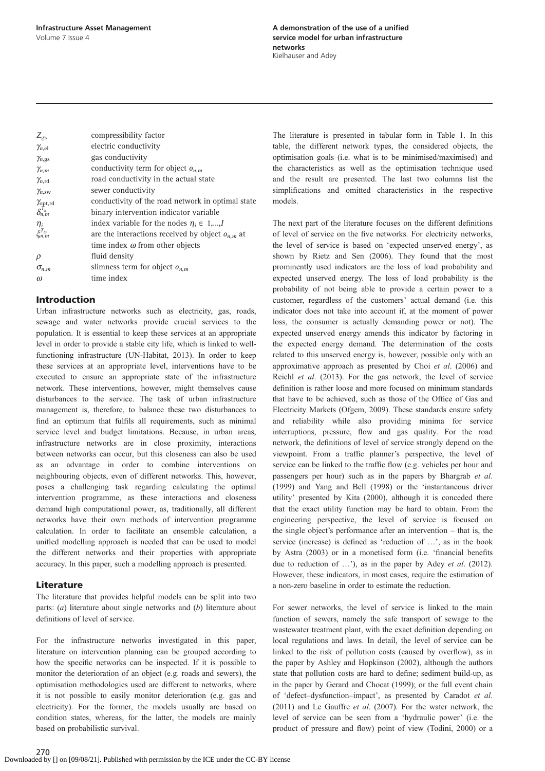| | |
|---|---|
| $Z_{gs}$ | compressibility factor |
| $\gamma_{n,el}$ | electric conductivity |
| $\gamma_{n,gs}$ | gas conductivity |
| $\gamma_{n,m}$ | conductivity term for object $o_{n,m}$ |
| $\gamma_{n,rd}$ | road conductivity in the actual state |
| $\gamma_{n,sw}$ | sewer conductivity |
| $\gamma_{opt,rd}$ | conductivity of the road network in optimal state |
| $\delta_{n,m}^{T_k}$ | binary intervention indicator variable |
| $\eta_i$ | index variable for the nodes $\eta_i \in 1,\ldots,I$ |
| $\xi_{n,m}^{T_\omega}$ | are the interactions received by object $o_{n,m}$ at time index $\omega$ from other objects |
| $\rho$ | fluid density |
| $\sigma_{n,m}$ | slimness term for object $o_{n,m}$ |
| $\omega$ | time index |

## Introduction

Urban infrastructure networks such as electricity, gas, roads, sewage and water networks provide crucial services to the population. It is essential to keep these services at an appropriate level in order to provide a stable city life, which is linked to well-functioning infrastructure (UN-Habitat, 2013). In order to keep these services at an appropriate level, interventions have to be executed to ensure an appropriate state of the infrastructure network. These interventions, however, might themselves cause disturbances to the service. The task of urban infrastructure management is, therefore, to balance these two disturbances to find an optimum that fulfils all requirements, such as minimal service level and budget limitations. Because, in urban areas, infrastructure networks are in close proximity, interactions between networks can occur, but this closeness can also be used as an advantage in order to combine interventions on neighbouring objects, even of different networks. This, however, poses a challenging task regarding calculating the optimal intervention programme, as these interactions and closeness demand high computational power, as, traditionally, all different networks have their own methods of intervention programme calculation. In order to facilitate an ensemble calculation, a unified modelling approach is needed that can be used to model the different networks and their properties with appropriate accuracy. In this paper, such a modelling approach is presented.

## Literature

The literature that provides helpful models can be split into two parts: (*a*) literature about single networks and (*b*) literature about definitions of level of service.

For the infrastructure networks investigated in this paper, literature on intervention planning can be grouped according to how the specific networks can be inspected. If it is possible to monitor the deterioration of an object (e.g. roads and sewers), the optimisation methodologies used are different to networks, where it is not possible to easily monitor deterioration (e.g. gas and electricity). For the former, the models usually are based on condition states, whereas, for the latter, the models are mainly based on probabilistic survival.

The literature is presented in tabular form in Table 1. In this table, the different network types, the considered objects, the optimisation goals (i.e. what is to be minimised/maximised) and the characteristics as well as the optimisation technique used and the result are presented. The last two columns list the simplifications and omitted characteristics in the respective models.

The next part of the literature focuses on the different definitions of level of service on the five networks. For electricity networks, the level of service is based on 'expected unserved energy', as shown by Rietz and Sen (2006). They found that the most prominently used indicators are the loss of load probability and expected unserved energy. The loss of load probability is the probability of not being able to provide a certain power to a customer, regardless of the customers' actual demand (i.e. this indicator does not take into account if, at the moment of power loss, the consumer is actually demanding power or not). The expected unserved energy amends this indicator by factoring in the expected energy demand. The determination of the costs related to this unserved energy is, however, possible only with an approximative approach as presented by Choi *et al*. (2006) and Reichl *et al*. (2013). For the gas network, the level of service definition is rather loose and more focused on minimum standards that have to be achieved, such as those of the Office of Gas and Electricity Markets (Ofgem, 2009). These standards ensure safety and reliability while also providing minima for service interruptions, pressure, flow and gas quality. For the road network, the definitions of level of service strongly depend on the viewpoint. From a traffic planner's perspective, the level of service can be linked to the traffic flow (e.g. vehicles per hour and passengers per hour) such as in the papers by Bhargrab *et al*. (1999) and Yang and Bell (1998) or the 'instantaneous driver utility' presented by Kita (2000), although it is conceded there that the exact utility function may be hard to obtain. From the engineering perspective, the level of service is focused on the single object's performance after an intervention – that is, the service (increase) is defined as 'reduction of …', as in the book by Astra (2003) or in a monetised form (i.e. 'financial benefits due to reduction of …'), as in the paper by Adey *et al*. (2012). However, these indicators, in most cases, require the estimation of a non-zero baseline in order to estimate the reduction.

For sewer networks, the level of service is linked to the main function of sewers, namely the safe transport of sewage to the wastewater treatment plant, with the exact definition depending on local regulations and laws. In detail, the level of service can be linked to the risk of pollution costs (caused by overflow), as in the paper by Ashley and Hopkinson (2002), although the authors state that pollution costs are hard to define; sediment build-up, as in the paper by Gerard and Chocat (1999); or the full event chain of 'defect–dysfunction–impact', as presented by Caradot *et al*. (2011) and Le Gauffre *et al*. (2007). For the water network, the level of service can be seen from a 'hydraulic power' (i.e. the product of pressure and flow) point of view (Todini, 2000) or a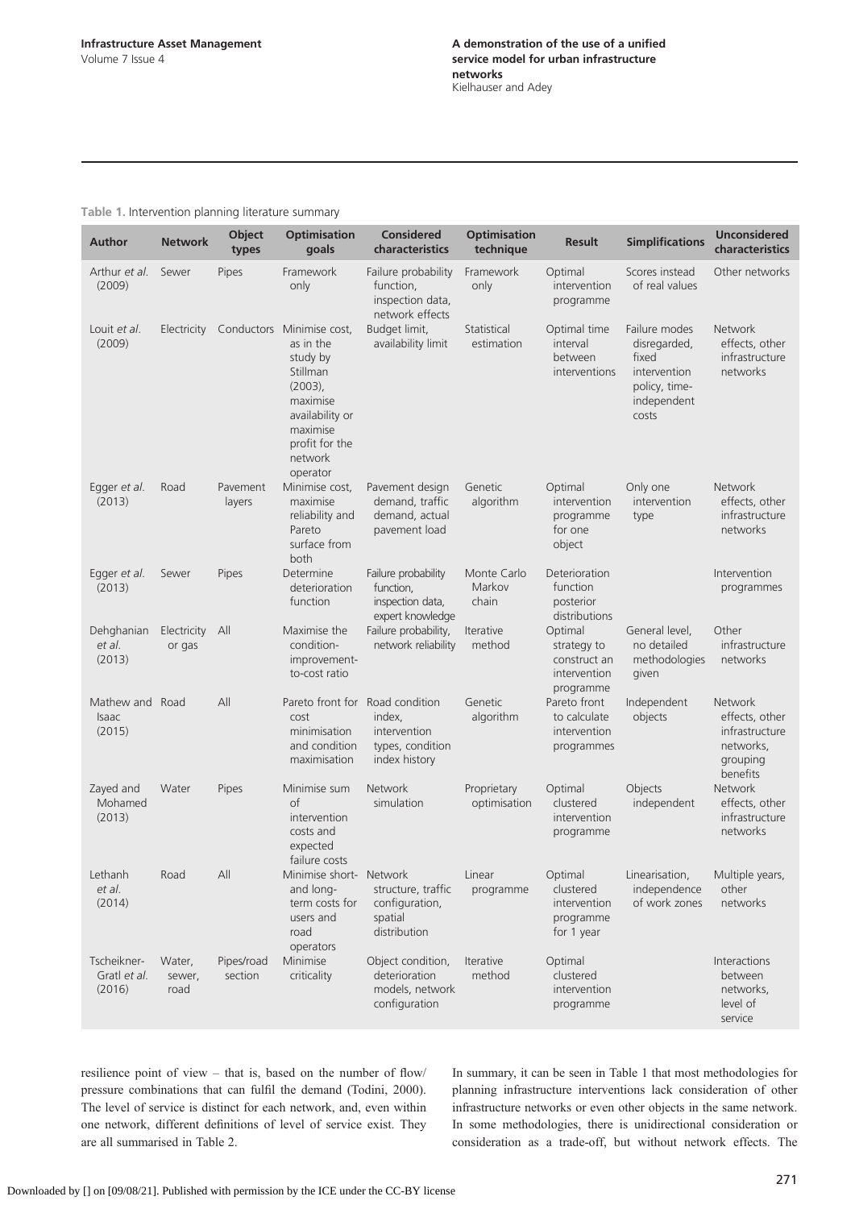**Table 1.** Intervention planning literature summary

| Author | Network | Object types | Optimisation goals | Considered characteristics | Optimisation technique | Result | Simplifications | Unconsidered characteristics |
|---|---|---|---|---|---|---|---|---|
| Arthur *et al.* (2009) | Sewer | Pipes | Framework only | Failure probability function, inspection data, network effects | Framework only | Optimal intervention programme | Scores instead of real values | Other networks |
| Louit *et al.* (2009) | Electricity | Conductors | Minimise cost, as in the study by Stillman (2003), maximise availability or maximise profit for the network operator | Budget limit, availability limit | Statistical estimation | Optimal time interval between interventions | Failure modes disregarded, fixed intervention policy, time-independent costs | Network effects, other infrastructure networks |
| Egger *et al.* (2013) | Road | Pavement layers | Minimise cost, maximise reliability and Pareto surface from both | Pavement design demand, traffic demand, actual pavement load | Genetic algorithm | Optimal intervention programme for one object | Only one intervention type | Network effects, other infrastructure networks |
| Egger *et al.* (2013) | Sewer | Pipes | Determine deterioration function | Failure probability function, inspection data, expert knowledge | Monte Carlo Markov chain | Deterioration function posterior distributions | | Intervention programmes |
| Dehghanian *et al.* (2013) | Electricity or gas | All | Maximise the condition-improvement-to-cost ratio | Failure probability, network reliability | Iterative method | Optimal strategy to construct an intervention programme | General level, no detailed methodologies given | Other infrastructure networks |
| Mathew and Isaac (2015) | Road | All | Pareto front for cost minimisation and condition maximisation | Road condition index, intervention types, condition index history | Genetic algorithm | Pareto front to calculate intervention programmes | Independent objects | Network effects, other infrastructure networks, grouping benefits |
| Zayed and Mohamed (2013) | Water | Pipes | Minimise sum of intervention costs and expected failure costs | Network simulation | Proprietary optimisation | Optimal clustered intervention programme | Objects independent | Network effects, other infrastructure networks |
| Lethanh *et al.* (2014) | Road | All | Minimise short- and long-term costs for users and road operators | Network structure, traffic configuration, spatial distribution | Linear programme | Optimal clustered intervention programme for 1 year | Linearisation, independence of work zones | Multiple years, other networks |
| Tscheikner-Gratl *et al.* (2016) | Water, sewer, road | Pipes/road section | Minimise criticality | Object condition, deterioration models, network configuration | Iterative method | Optimal clustered intervention programme | | Interactions between networks, level of service |

resilience point of view – that is, based on the number of flow/pressure combinations that can fulfil the demand (Todini, 2000). The level of service is distinct for each network, and, even within one network, different definitions of level of service exist. They are all summarised in Table 2.

In summary, it can be seen in Table 1 that most methodologies for planning infrastructure interventions lack consideration of other infrastructure networks or even other objects in the same network. In some methodologies, there is unidirectional consideration or consideration as a trade-off, but without network effects. The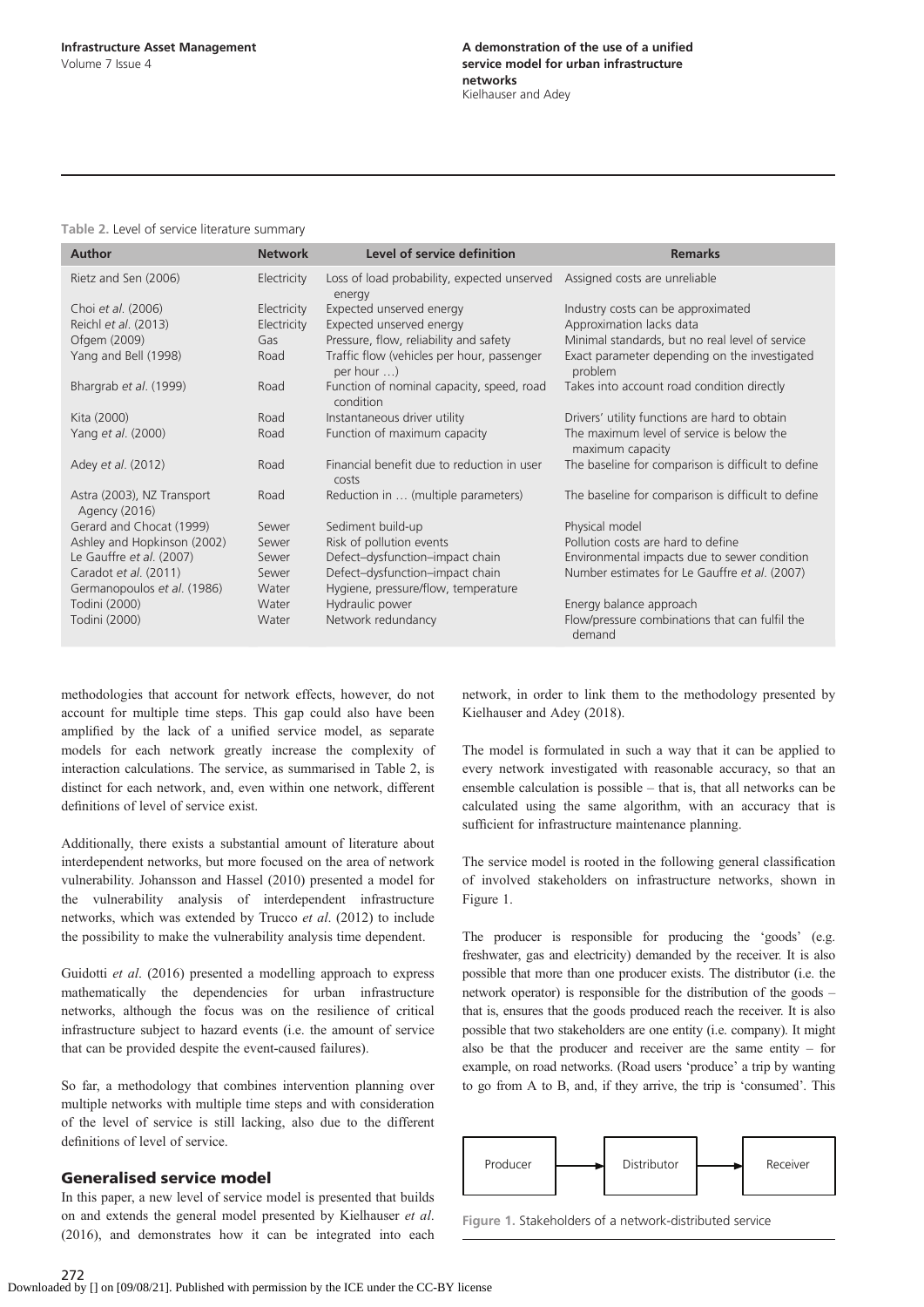Table 2. Level of service literature summary

| Author | Network | Level of service definition | Remarks |
|---|---|---|---|
| Rietz and Sen (2006) | Electricity | Loss of load probability, expected unserved energy | Assigned costs are unreliable |
| Choi *et al*. (2006) | Electricity | Expected unserved energy | Industry costs can be approximated |
| Reichl *et al*. (2013) | Electricity | Expected unserved energy | Approximation lacks data |
| Ofgem (2009) | Gas | Pressure, flow, reliability and safety | Minimal standards, but no real level of service |
| Yang and Bell (1998) | Road | Traffic flow (vehicles per hour, passenger per hour …) | Exact parameter depending on the investigated problem |
| Bhargrab *et al*. (1999) | Road | Function of nominal capacity, speed, road condition | Takes into account road condition directly |
| Kita (2000) | Road | Instantaneous driver utility | Drivers' utility functions are hard to obtain |
| Yang *et al*. (2000) | Road | Function of maximum capacity | The maximum level of service is below the maximum capacity |
| Adey *et al*. (2012) | Road | Financial benefit due to reduction in user costs | The baseline for comparison is difficult to define |
| Astra (2003), NZ Transport Agency (2016) | Road | Reduction in … (multiple parameters) | The baseline for comparison is difficult to define |
| Gerard and Chocat (1999) | Sewer | Sediment build-up | Physical model |
| Ashley and Hopkinson (2002) | Sewer | Risk of pollution events | Pollution costs are hard to define |
| Le Gauffre *et al*. (2007) | Sewer | Defect–dysfunction–impact chain | Environmental impacts due to sewer condition |
| Caradot *et al*. (2011) | Sewer | Defect–dysfunction–impact chain | Number estimates for Le Gauffre *et al*. (2007) |
| Germanopoulos *et al*. (1986) | Water | Hygiene, pressure/flow, temperature | |
| Todini (2000) | Water | Hydraulic power | Energy balance approach |
| Todini (2000) | Water | Network redundancy | Flow/pressure combinations that can fulfil the demand |

methodologies that account for network effects, however, do not account for multiple time steps. This gap could also have been amplified by the lack of a unified service model, as separate models for each network greatly increase the complexity of interaction calculations. The service, as summarised in Table 2, is distinct for each network, and, even within one network, different definitions of level of service exist.

Additionally, there exists a substantial amount of literature about interdependent networks, but more focused on the area of network vulnerability. Johansson and Hassel (2010) presented a model for the vulnerability analysis of interdependent infrastructure networks, which was extended by Trucco *et al*. (2012) to include the possibility to make the vulnerability analysis time dependent.

Guidotti *et al*. (2016) presented a modelling approach to express mathematically the dependencies for urban infrastructure networks, although the focus was on the resilience of critical infrastructure subject to hazard events (i.e. the amount of service that can be provided despite the event-caused failures).

So far, a methodology that combines intervention planning over multiple networks with multiple time steps and with consideration of the level of service is still lacking, also due to the different definitions of level of service.

## Generalised service model

In this paper, a new level of service model is presented that builds on and extends the general model presented by Kielhauser *et al*. (2016), and demonstrates how it can be integrated into each network, in order to link them to the methodology presented by Kielhauser and Adey (2018).

The model is formulated in such a way that it can be applied to every network investigated with reasonable accuracy, so that an ensemble calculation is possible – that is, that all networks can be calculated using the same algorithm, with an accuracy that is sufficient for infrastructure maintenance planning.

The service model is rooted in the following general classification of involved stakeholders on infrastructure networks, shown in Figure 1.

The producer is responsible for producing the 'goods' (e.g. freshwater, gas and electricity) demanded by the receiver. It is also possible that more than one producer exists. The distributor (i.e. the network operator) is responsible for the distribution of the goods – that is, ensures that the goods produced reach the receiver. It is also possible that two stakeholders are one entity (i.e. company). It might also be that the producer and receiver are the same entity – for example, on road networks. (Road users 'produce' a trip by wanting to go from A to B, and, if they arrive, the trip is 'consumed'. This

Producer → Distributor → Receiver

Figure 1. Stakeholders of a network-distributed service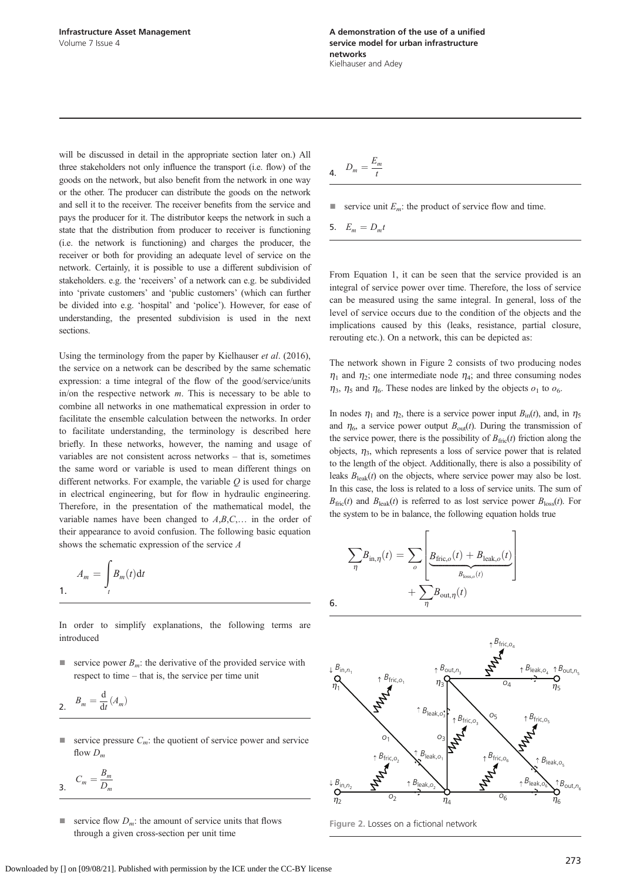will be discussed in detail in the appropriate section later on.) All three stakeholders not only influence the transport (i.e. flow) of the goods on the network, but also benefit from the network in one way or the other. The producer can distribute the goods on the network and sell it to the receiver. The receiver benefits from the service and pays the producer for it. The distributor keeps the network in such a state that the distribution from producer to receiver is functioning (i.e. the network is functioning) and charges the producer, the receiver or both for providing an adequate level of service on the network. Certainly, it is possible to use a different subdivision of stakeholders. e.g. the 'receivers' of a network can e.g. be subdivided into 'private customers' and 'public customers' (which can further be divided into e.g. 'hospital' and 'police'). However, for ease of understanding, the presented subdivision is used in the next sections.

Using the terminology from the paper by Kielhauser *et al*. (2016), the service on a network can be described by the same schematic expression: a time integral of the flow of the good/service/units in/on the respective network $m$. This is necessary to be able to combine all networks in one mathematical expression in order to facilitate the ensemble calculation between the networks. In order to facilitate understanding, the terminology is described here briefly. In these networks, however, the naming and usage of variables are not consistent across networks – that is, sometimes the same word or variable is used to mean different things on different networks. For example, the variable $Q$ is used for charge in electrical engineering, but for flow in hydraulic engineering. Therefore, in the presentation of the mathematical model, the variable names have been changed to $A$,$B$,$C$,… in the order of their appearance to avoid confusion. The following basic equation shows the schematic expression of the service $A$

$$A_m = \int_t B_m(t)\mathrm{d}t \tag{1}$$

In order to simplify explanations, the following terms are introduced

- service power $B_m$: the derivative of the provided service with respect to time – that is, the service per time unit

$$B_m = \frac{\mathrm{d}}{\mathrm{d}t}(A_m) \tag{2}$$

- service pressure $C_m$: the quotient of service power and service flow $D_m$

$$C_m = \frac{B_m}{D_m} \tag{3}$$

- service flow $D_m$: the amount of service units that flows through a given cross-section per unit time

$$D_m = \frac{E_m}{t} \tag{4}$$

- service unit $E_m$: the product of service flow and time.

$$E_m = D_m t \tag{5}$$

From Equation 1, it can be seen that the service provided is an integral of service power over time. Therefore, the loss of service can be measured using the same integral. In general, loss of the level of service occurs due to the condition of the objects and the implications caused by this (leaks, resistance, partial closure, rerouting etc.). On a network, this can be depicted as:

The network shown in Figure 2 consists of two producing nodes $\eta_1$ and $\eta_2$; one intermediate node $\eta_4$; and three consuming nodes $\eta_3$, $\eta_5$ and $\eta_6$. These nodes are linked by the objects $o_1$ to $o_6$.

In nodes $\eta_1$ and $\eta_2$, there is a service power input $B_{\text{in}}(t)$, and, in $\eta_5$ and $\eta_6$, a service power output $B_{\text{out}}(t)$. During the transmission of the service power, there is the possibility of $B_{\text{fric}}(t)$ friction along the objects, $\eta_3$, which represents a loss of service power that is related to the length of the object. Additionally, there is also a possibility of leaks $B_{\text{leak}}(t)$ on the objects, where service power may also be lost. In this case, the loss is related to a loss of service units. The sum of $B_{\text{fric}}(t)$ and $B_{\text{leak}}(t)$ is referred to as lost service power $B_{\text{loss}}(t)$. For the system to be in balance, the following equation holds true

$$\sum_{\eta} B_{\text{in},\eta}(t) = \sum_{o}\left[\underbrace{B_{\text{fric},o}(t) + B_{\text{leak},o}(t)}_{B_{\text{loss},o}(t)}\right] + \sum_{\eta} B_{\text{out},\eta}(t) \tag{6}$$

Figure 2. Losses on a fictional network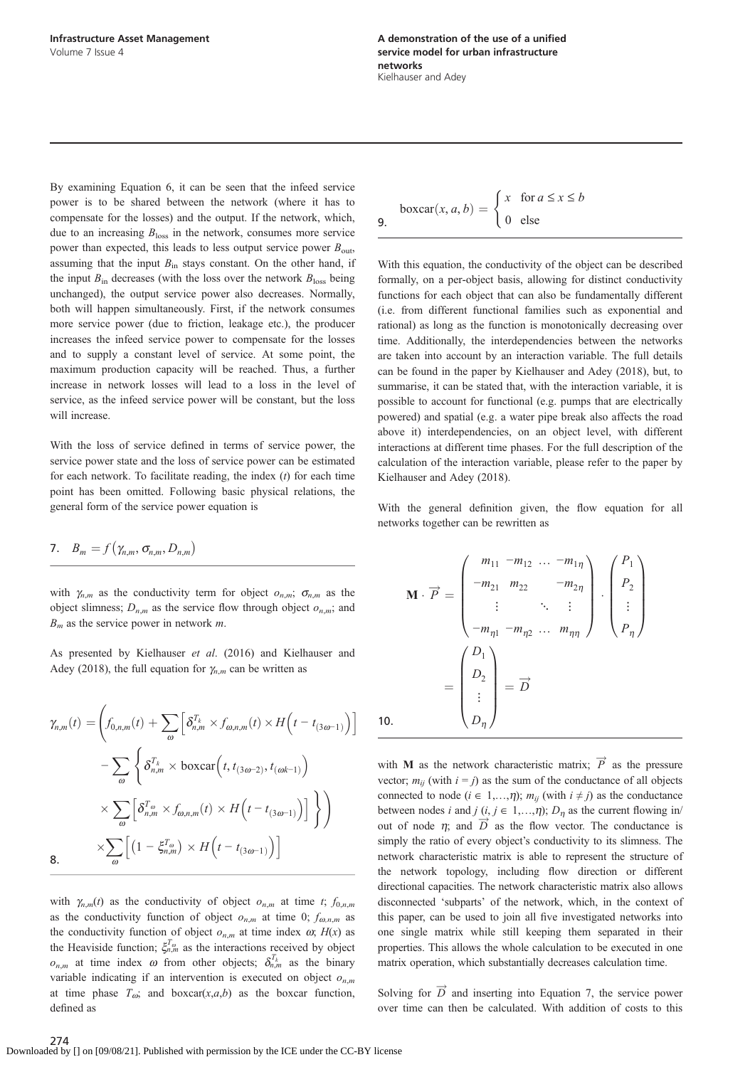By examining Equation 6, it can be seen that the infeed service power is to be shared between the network (where it has to compensate for the losses) and the output. If the network, which, due to an increasing $B_{\text{loss}}$ in the network, consumes more service power than expected, this leads to less output service power $B_{\text{out}}$, assuming that the input $B_{\text{in}}$ stays constant. On the other hand, if the input $B_{\text{in}}$ decreases (with the loss over the network $B_{\text{loss}}$ being unchanged), the output service power also decreases. Normally, both will happen simultaneously. First, if the network consumes more service power (due to friction, leakage etc.), the producer increases the infeed service power to compensate for the losses and to supply a constant level of service. At some point, the maximum production capacity will be reached. Thus, a further increase in network losses will lead to a loss in the level of service, as the infeed service power will be constant, but the loss will increase.

With the loss of service defined in terms of service power, the service power state and the loss of service power can be estimated for each network. To facilitate reading, the index ($t$) for each time point has been omitted. Following basic physical relations, the general form of the service power equation is

$$B_m = f\left(\gamma_{n,m}, \sigma_{n,m}, D_{n,m}\right) \tag{7}$$

with $\gamma_{n,m}$ as the conductivity term for object $o_{n,m}$; $\sigma_{n,m}$ as the object slimness; $D_{n,m}$ as the service flow through object $o_{n,m}$; and $B_m$ as the service power in network $m$.

As presented by Kielhauser *et al*. (2016) and Kielhauser and Adey (2018), the full equation for $\gamma_{n,m}$ can be written as

$$\begin{aligned}\gamma_{n,m}(t) = \Bigg( & f_{0,n,m}(t) + \sum_{\omega}\left[\delta_{n,m}^{T_k} \times f_{\omega,n,m}(t) \times H\left(t - t_{(3\omega-1)}\right)\right] \\ & - \sum_{\omega}\Bigg\{\delta_{n,m}^{T_k} \times \text{boxcar}\left(t, t_{(3\omega-2)}, t_{(\omega k-1)}\right) \\ & \times \sum_{\omega}\left[\delta_{n,m}^{T_\omega} \times f_{\omega,n,m}(t) \times H\left(t - t_{(3\omega-1)}\right)\right]\Bigg\}\Bigg) \\ & \times \sum_{\omega}\left[\left(1 - \xi_{n,m}^{T_\omega}\right) \times H\left(t - t_{(3\omega-1)}\right)\right]\end{aligned} \tag{8}$$

with $\gamma_{n,m}(t)$ as the conductivity of object $o_{n,m}$ at time $t$; $f_{0,n,m}$ as the conductivity function of object $o_{n,m}$ at time 0; $f_{\omega,n,m}$ as the conductivity function of object $o_{n,m}$ at time index $\omega$; $H(x)$ as the Heaviside function; $\xi_{n,m}^{T_\omega}$ as the interactions received by object $o_{n,m}$ at time index $\omega$ from other objects; $\delta_{n,m}^{T_k}$ as the binary variable indicating if an intervention is executed on object $o_{n,m}$ at time phase $T_\omega$; and boxcar($x$,$a$,$b$) as the boxcar function, defined as

$$\text{boxcar}(x, a, b) = \begin{cases} x & \text{for } a \leq x \leq b \\ 0 & \text{else} \end{cases} \tag{9}$$

With this equation, the conductivity of the object can be described formally, on a per-object basis, allowing for distinct conductivity functions for each object that can also be fundamentally different (i.e. from different functional families such as exponential and rational) as long as the function is monotonically decreasing over time. Additionally, the interdependencies between the networks are taken into account by an interaction variable. The full details can be found in the paper by Kielhauser and Adey (2018), but, to summarise, it can be stated that, with the interaction variable, it is possible to account for functional (e.g. pumps that are electrically powered) and spatial (e.g. a water pipe break also affects the road above it) interdependencies, on an object level, with different interactions at different time phases. For the full description of the calculation of the interaction variable, please refer to the paper by Kielhauser and Adey (2018).

With the general definition given, the flow equation for all networks together can be rewritten as

$$\mathbf{M} \cdot \overrightarrow{P} = \begin{pmatrix} m_{11} & -m_{12} & \dots & -m_{1\eta} \\ -m_{21} & m_{22} & & -m_{2\eta} \\ \vdots & & \ddots & \vdots \\ -m_{\eta 1} & -m_{\eta 2} & \dots & m_{\eta\eta} \end{pmatrix} \cdot \begin{pmatrix} P_1 \\ P_2 \\ \vdots \\ P_\eta \end{pmatrix} = \begin{pmatrix} D_1 \\ D_2 \\ \vdots \\ D_\eta \end{pmatrix} = \overrightarrow{D} \tag{10}$$

with $\mathbf{M}$ as the network characteristic matrix; $\overrightarrow{P}$ as the pressure vector; $m_{ij}$ (with $i = j$) as the sum of the conductance of all objects connected to node ($i \in 1,\ldots,\eta$); $m_{ij}$ (with $i \neq j$) as the conductance between nodes $i$ and $j$ ($i, j \in 1,\ldots,\eta$); $D_\eta$ as the current flowing in/out of node $\eta$; and $\overrightarrow{D}$ as the flow vector. The conductance is simply the ratio of every object's conductivity to its slimness. The network characteristic matrix is able to represent the structure of the network topology, including flow direction or different directional capacities. The network characteristic matrix also allows disconnected 'subparts' of the network, which, in the context of this paper, can be used to join all five investigated networks into one single matrix while still keeping them separated in their properties. This allows the whole calculation to be executed in one matrix operation, which substantially decreases calculation time.

Solving for $\overrightarrow{D}$ and inserting into Equation 7, the service power over time can then be calculated. With addition of costs to this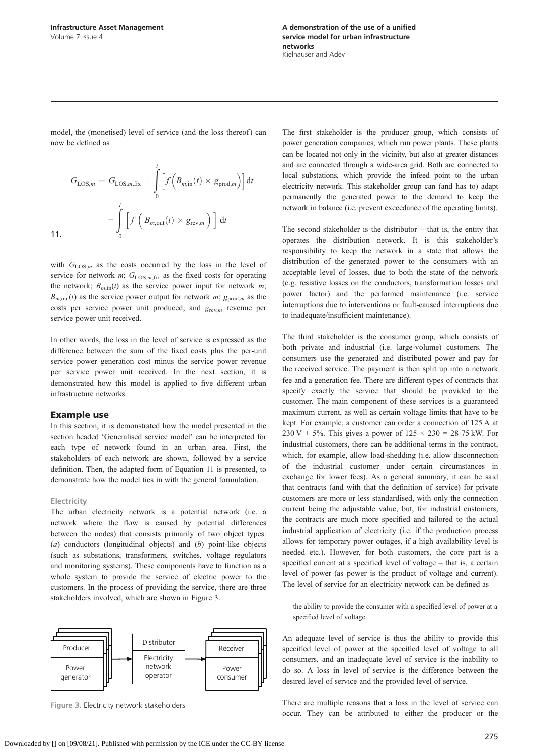model, the (monetised) level of service (and the loss thereof) can now be defined as

$$G_{\mathrm{LOS},m} = G_{\mathrm{LOS},m,\mathrm{fix}} + \int_0^t \left[ f\left( B_{m,\mathrm{in}}(t) \times g_{\mathrm{prod},m} \right) \right] \mathrm{d}t - \int_0^t \left[ f\left( B_{m,\mathrm{out}}(t) \times g_{\mathrm{rcv},m} \right) \right] \mathrm{d}t \tag{11}$$

with $G_{\mathrm{LOS},m}$ as the costs occurred by the loss in the level of service for network $m$; $G_{\mathrm{LOS},m,\mathrm{fix}}$ as the fixed costs for operating the network; $B_{m,\mathrm{in}}(t)$ as the service power input for network $m$; $B_{m,\mathrm{out}}(t)$ as the service power output for network $m$; $g_{\mathrm{prod},m}$ as the costs per service power unit produced; and $g_{\mathrm{rcv},m}$ revenue per service power unit received.

In other words, the loss in the level of service is expressed as the difference between the sum of the fixed costs plus the per-unit service power generation cost minus the service power revenue per service power unit received. In the next section, it is demonstrated how this model is applied to five different urban infrastructure networks.

## Example use

In this section, it is demonstrated how the model presented in the section headed 'Generalised service model' can be interpreted for each type of network found in an urban area. First, the stakeholders of each network are shown, followed by a service definition. Then, the adapted form of Equation 11 is presented, to demonstrate how the model ties in with the general formulation.

### Electricity

The urban electricity network is a potential network (i.e. a network where the flow is caused by potential differences between the nodes) that consists primarily of two object types: (*a*) conductors (longitudinal objects) and (*b*) point-like objects (such as substations, transformers, switches, voltage regulators and monitoring systems). These components have to function as a whole system to provide the service of electric power to the customers. In the process of providing the service, there are three stakeholders involved, which are shown in Figure 3.

| Producer | → | Distributor | → | Receiver |
|---|---|---|---|---|
| Power generator | | Electricity network operator | | Power consumer |

Figure 3. Electricity network stakeholders

The first stakeholder is the producer group, which consists of power generation companies, which run power plants. These plants can be located not only in the vicinity, but also at greater distances and are connected through a wide-area grid. Both are connected to local substations, which provide the infeed point to the urban electricity network. This stakeholder group can (and has to) adapt permanently the generated power to the demand to keep the network in balance (i.e. prevent exceedance of the operating limits).

The second stakeholder is the distributor – that is, the entity that operates the distribution network. It is this stakeholder's responsibility to keep the network in a state that allows the distribution of the generated power to the consumers with an acceptable level of losses, due to both the state of the network (e.g. resistive losses on the conductors, transformation losses and power factor) and the performed maintenance (i.e. service interruptions due to interventions or fault-caused interruptions due to inadequate/insufficient maintenance).

The third stakeholder is the consumer group, which consists of both private and industrial (i.e. large-volume) customers. The consumers use the generated and distributed power and pay for the received service. The payment is then split up into a network fee and a generation fee. There are different types of contracts that specify exactly the service that should be provided to the customer. The main component of these services is a guaranteed maximum current, as well as certain voltage limits that have to be kept. For example, a customer can order a connection of 125 A at 230 V ± 5%. This gives a power of 125 × 230 = 28·75 kW. For industrial customers, there can be additional terms in the contract, which, for example, allow load-shedding (i.e. allow disconnection of the industrial customer under certain circumstances in exchange for lower fees). As a general summary, it can be said that contracts (and with that the definition of service) for private customers are more or less standardised, with only the connection current being the adjustable value, but, for industrial customers, the contracts are much more specified and tailored to the actual industrial application of electricity (i.e. if the production process allows for temporary power outages, if a high availability level is needed etc.). However, for both customers, the core part is a specified current at a specified level of voltage – that is, a certain level of power (as power is the product of voltage and current). The level of service for an electricity network can be defined as

> the ability to provide the consumer with a specified level of power at a specified level of voltage.

An adequate level of service is thus the ability to provide this specified level of power at the specified level of voltage to all consumers, and an inadequate level of service is the inability to do so. A loss in level of service is the difference between the desired level of service and the provided level of service.

There are multiple reasons that a loss in the level of service can occur. They can be attributed to either the producer or the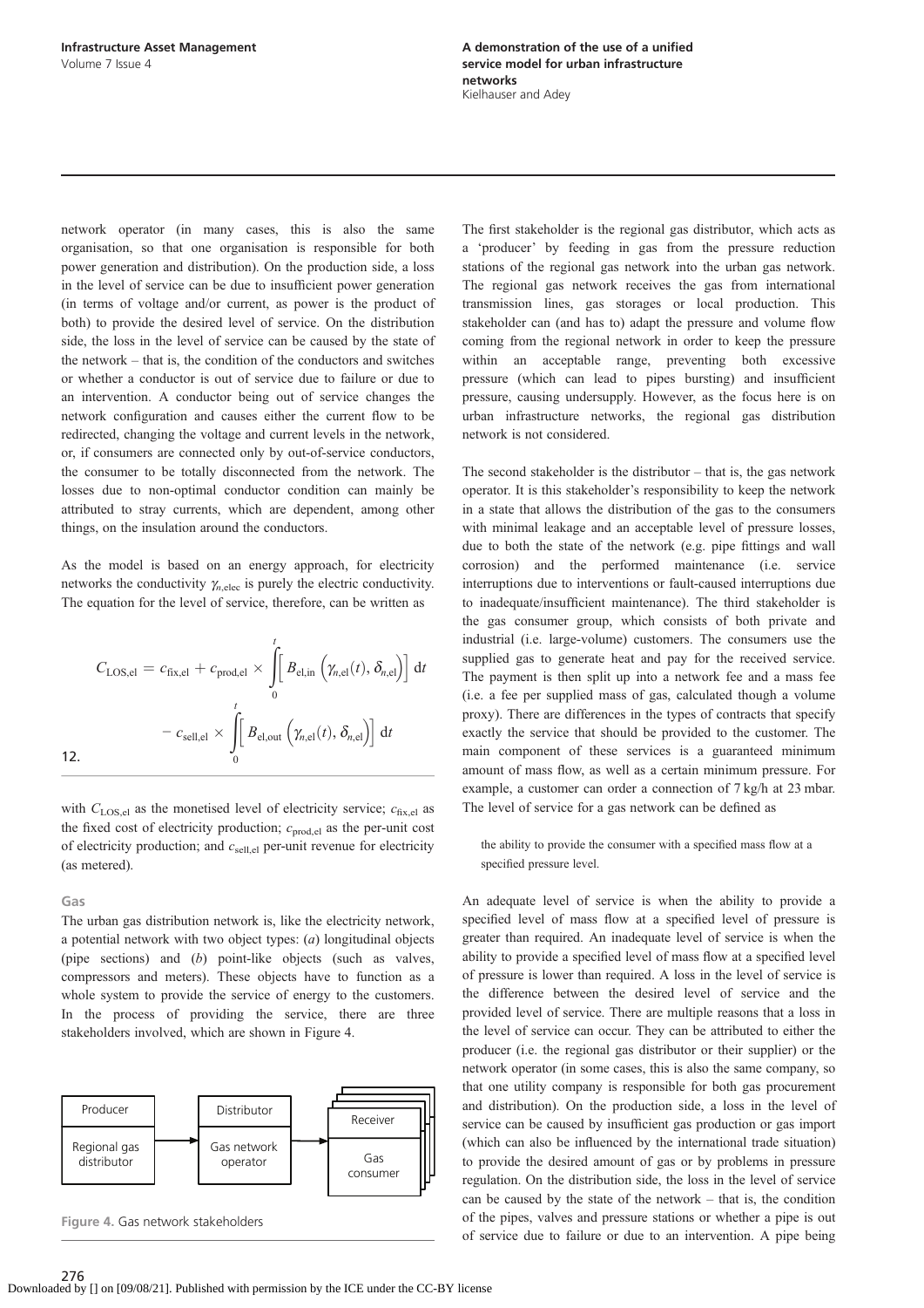network operator (in many cases, this is also the same organisation, so that one organisation is responsible for both power generation and distribution). On the production side, a loss in the level of service can be due to insufficient power generation (in terms of voltage and/or current, as power is the product of both) to provide the desired level of service. On the distribution side, the loss in the level of service can be caused by the state of the network – that is, the condition of the conductors and switches or whether a conductor is out of service due to failure or due to an intervention. A conductor being out of service changes the network configuration and causes either the current flow to be redirected, changing the voltage and current levels in the network, or, if consumers are connected only by out-of-service conductors, the consumer to be totally disconnected from the network. The losses due to non-optimal conductor condition can mainly be attributed to stray currents, which are dependent, among other things, on the insulation around the conductors.

As the model is based on an energy approach, for electricity networks the conductivity $\gamma_{n,\text{elec}}$ is purely the electric conductivity. The equation for the level of service, therefore, can be written as

$$C_{\text{LOS,el}} = c_{\text{fix,el}} + c_{\text{prod,el}} \times \int_0^t \left[ B_{\text{el,in}} \left( \gamma_{n,\text{el}}(t), \delta_{n,\text{el}} \right) \right] \mathrm{d}t - c_{\text{sell,el}} \times \int_0^t \left[ B_{\text{el,out}} \left( \gamma_{n,\text{el}}(t), \delta_{n,\text{el}} \right) \right] \mathrm{d}t \tag{12}$$

with $C_{\text{LOS,el}}$ as the monetised level of electricity service; $c_{\text{fix,el}}$ as the fixed cost of electricity production; $c_{\text{prod,el}}$ as the per-unit cost of electricity production; and $c_{\text{sell,el}}$ per-unit revenue for electricity (as metered).

### Gas

The urban gas distribution network is, like the electricity network, a potential network with two object types: (*a*) longitudinal objects (pipe sections) and (*b*) point-like objects (such as valves, compressors and meters). These objects have to function as a whole system to provide the service of energy to the customers. In the process of providing the service, there are three stakeholders involved, which are shown in Figure 4.

| Producer | Distributor | Receiver |
| --- | --- | --- |
| Regional gas distributor | Gas network operator | Gas consumer |

Figure 4. Gas network stakeholders

The first stakeholder is the regional gas distributor, which acts as a 'producer' by feeding in gas from the pressure reduction stations of the regional gas network into the urban gas network. The regional gas network receives the gas from international transmission lines, gas storages or local production. This stakeholder can (and has to) adapt the pressure and volume flow coming from the regional network in order to keep the pressure within an acceptable range, preventing both excessive pressure (which can lead to pipes bursting) and insufficient pressure, causing undersupply. However, as the focus here is on urban infrastructure networks, the regional gas distribution network is not considered.

The second stakeholder is the distributor – that is, the gas network operator. It is this stakeholder's responsibility to keep the network in a state that allows the distribution of the gas to the consumers with minimal leakage and an acceptable level of pressure losses, due to both the state of the network (e.g. pipe fittings and wall corrosion) and the performed maintenance (i.e. service interruptions due to interventions or fault-caused interruptions due to inadequate/insufficient maintenance). The third stakeholder is the gas consumer group, which consists of both private and industrial (i.e. large-volume) customers. The consumers use the supplied gas to generate heat and pay for the received service. The payment is then split up into a network fee and a mass fee (i.e. a fee per supplied mass of gas, calculated though a volume proxy). There are differences in the types of contracts that specify exactly the service that should be provided to the customer. The main component of these services is a guaranteed minimum amount of mass flow, as well as a certain minimum pressure. For example, a customer can order a connection of 7 kg/h at 23 mbar. The level of service for a gas network can be defined as

> the ability to provide the consumer with a specified mass flow at a specified pressure level.

An adequate level of service is when the ability to provide a specified level of mass flow at a specified level of pressure is greater than required. An inadequate level of service is when the ability to provide a specified level of mass flow at a specified level of pressure is lower than required. A loss in the level of service is the difference between the desired level of service and the provided level of service. There are multiple reasons that a loss in the level of service can occur. They can be attributed to either the producer (i.e. the regional gas distributor or their supplier) or the network operator (in some cases, this is also the same company, so that one utility company is responsible for both gas procurement and distribution). On the production side, a loss in the level of service can be caused by insufficient gas production or gas import (which can also be influenced by the international trade situation) to provide the desired amount of gas or by problems in pressure regulation. On the distribution side, the loss in the level of service can be caused by the state of the network – that is, the condition of the pipes, valves and pressure stations or whether a pipe is out of service due to failure or due to an intervention. A pipe being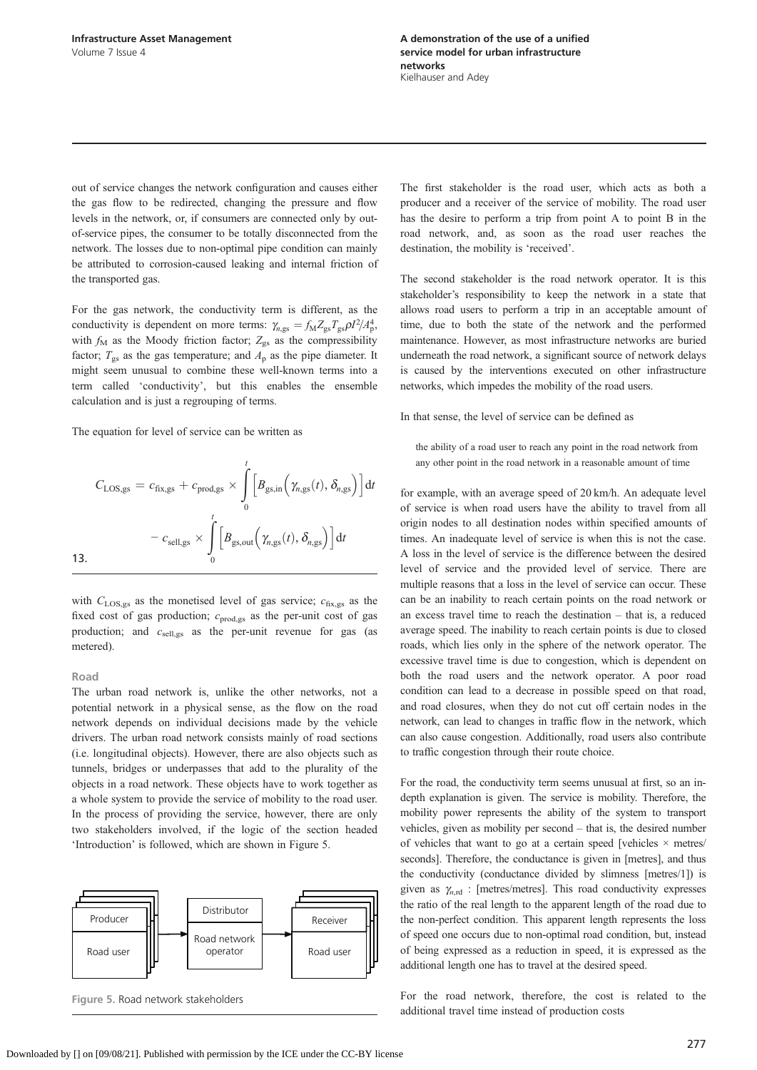out of service changes the network configuration and causes either the gas flow to be redirected, changing the pressure and flow levels in the network, or, if consumers are connected only by out-of-service pipes, the consumer to be totally disconnected from the network. The losses due to non-optimal pipe condition can mainly be attributed to corrosion-caused leaking and internal friction of the transported gas.

For the gas network, the conductivity term is different, as the conductivity is dependent on more terms: $\gamma_{n,\mathrm{gs}} = f_{\mathrm{M}} Z_{\mathrm{gs}} T_{\mathrm{gs}} \rho l^2 / A_{\mathrm{p}}^4$, with $f_{\mathrm{M}}$ as the Moody friction factor; $Z_{\mathrm{gs}}$ as the compressibility factor; $T_{\mathrm{gs}}$ as the gas temperature; and $A_{\mathrm{p}}$ as the pipe diameter. It might seem unusual to combine these well-known terms into a term called 'conductivity', but this enables the ensemble calculation and is just a regrouping of terms.

The equation for level of service can be written as

$$C_{\mathrm{LOS,gs}} = c_{\mathrm{fix,gs}} + c_{\mathrm{prod,gs}} \times \int_0^t \left[ B_{\mathrm{gs,in}}\left(\gamma_{n,\mathrm{gs}}(t), \delta_{n,\mathrm{gs}}\right) \right] \mathrm{d}t - c_{\mathrm{sell,gs}} \times \int_0^t \left[ B_{\mathrm{gs,out}}\left(\gamma_{n,\mathrm{gs}}(t), \delta_{n,\mathrm{gs}}\right) \right] \mathrm{d}t \quad (13)$$

with $C_{\mathrm{LOS,gs}}$ as the monetised level of gas service; $c_{\mathrm{fix,gs}}$ as the fixed cost of gas production; $c_{\mathrm{prod,gs}}$ as the per-unit cost of gas production; and $c_{\mathrm{sell,gs}}$ as the per-unit revenue for gas (as metered).

### Road

The urban road network is, unlike the other networks, not a potential network in a physical sense, as the flow on the road network depends on individual decisions made by the vehicle drivers. The urban road network consists mainly of road sections (i.e. longitudinal objects). However, there are also objects such as tunnels, bridges or underpasses that add to the plurality of the objects in a road network. These objects have to work together as a whole system to provide the service of mobility to the road user. In the process of providing the service, however, there are only two stakeholders involved, if the logic of the section headed 'Introduction' is followed, which are shown in Figure 5.

| Producer | Distributor | Receiver |
| --- | --- | --- |
| Road user | Road network operator | Road user |

Figure 5. Road network stakeholders

The first stakeholder is the road user, which acts as both a producer and a receiver of the service of mobility. The road user has the desire to perform a trip from point A to point B in the road network, and, as soon as the road user reaches the destination, the mobility is 'received'.

The second stakeholder is the road network operator. It is this stakeholder's responsibility to keep the network in a state that allows road users to perform a trip in an acceptable amount of time, due to both the state of the network and the performed maintenance. However, as most infrastructure networks are buried underneath the road network, a significant source of network delays is caused by the interventions executed on other infrastructure networks, which impedes the mobility of the road users.

In that sense, the level of service can be defined as

> the ability of a road user to reach any point in the road network from any other point in the road network in a reasonable amount of time

for example, with an average speed of 20 km/h. An adequate level of service is when road users have the ability to travel from all origin nodes to all destination nodes within specified amounts of times. An inadequate level of service is when this is not the case. A loss in the level of service is the difference between the desired level of service and the provided level of service. There are multiple reasons that a loss in the level of service can occur. These can be an inability to reach certain points on the road network or an excess travel time to reach the destination – that is, a reduced average speed. The inability to reach certain points is due to closed roads, which lies only in the sphere of the network operator. The excessive travel time is due to congestion, which is dependent on both the road users and the network operator. A poor road condition can lead to a decrease in possible speed on that road, and road closures, when they do not cut off certain nodes in the network, can lead to changes in traffic flow in the network, which can also cause congestion. Additionally, road users also contribute to traffic congestion through their route choice.

For the road, the conductivity term seems unusual at first, so an in-depth explanation is given. The service is mobility. Therefore, the mobility power represents the ability of the system to transport vehicles, given as mobility per second – that is, the desired number of vehicles that want to go at a certain speed [vehicles × metres/seconds]. Therefore, the conductance is given in [metres], and thus the conductivity (conductance divided by slimness [metres/1]) is given as $\gamma_{n,\mathrm{rd}}$ : [metres/metres]. This road conductivity expresses the ratio of the real length to the apparent length of the road due to the non-perfect condition. This apparent length represents the loss of speed one occurs due to non-optimal road condition, but, instead of being expressed as a reduction in speed, it is expressed as the additional length one has to travel at the desired speed.

For the road network, therefore, the cost is related to the additional travel time instead of production costs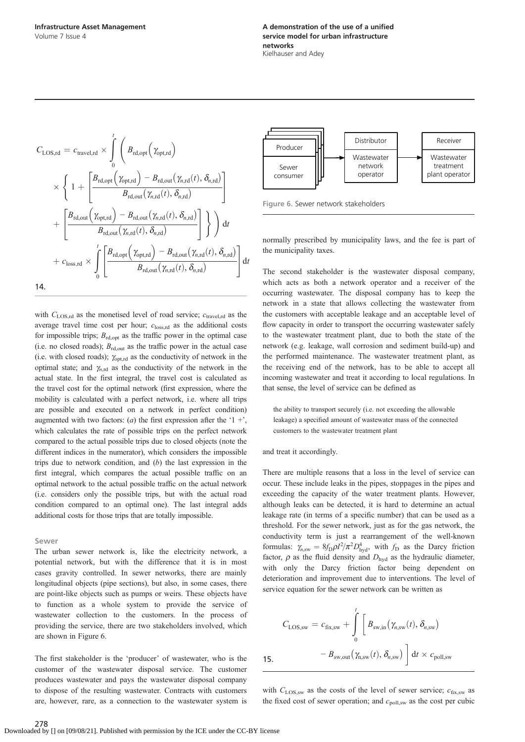$$C_{\mathrm{LOS,rd}} = c_{\mathrm{travel,rd}} \times \int_0^t \left( B_{\mathrm{rd,opt}}\left(\gamma_{\mathrm{opt,rd}}\right) \times \left\{ 1 + \left[ \frac{B_{\mathrm{rd,opt}}\left(\gamma_{\mathrm{opt,rd}}\right) - B_{\mathrm{rd,out}}\left(\gamma_{n,\mathrm{rd}}(t), \delta_{n,\mathrm{rd}}\right)}{B_{\mathrm{rd,out}}\left(\gamma_{n,\mathrm{rd}}(t), \delta_{n,\mathrm{rd}}\right)} \right] + \left[ \frac{B_{\mathrm{rd,out}}\left(\gamma_{\mathrm{opt,rd}}\right) - B_{\mathrm{rd,out}}\left(\gamma_{n,\mathrm{rd}}(t), \delta_{n,\mathrm{rd}}\right)}{B_{\mathrm{rd,out}}\left(\gamma_{n,\mathrm{rd}}(t), \delta_{n,\mathrm{rd}}\right)} \right] \right\} \right) \mathrm{d}t + c_{\mathrm{loss,rd}} \times \int_0^t \left[ \frac{B_{\mathrm{rd,opt}}\left(\gamma_{\mathrm{opt,rd}}\right) - B_{\mathrm{rd,out}}\left(\gamma_{n,\mathrm{rd}}(t), \delta_{n,\mathrm{rd}}\right)}{B_{\mathrm{rd,out}}\left(\gamma_{n,\mathrm{rd}}(t), \delta_{n,\mathrm{rd}}\right)} \right] \mathrm{d}t \quad (14)$$

with $C_{\mathrm{LOS,rd}}$ as the monetised level of road service; $c_{\mathrm{travel,rd}}$ as the average travel time cost per hour; $c_{\mathrm{loss,rd}}$ as the additional costs for impossible trips; $B_{\mathrm{rd,opt}}$ as the traffic power in the optimal case (i.e. no closed roads); $B_{\mathrm{rd,out}}$ as the traffic power in the actual case (i.e. with closed roads); $\gamma_{\mathrm{opt,rd}}$ as the conductivity of network in the optimal state; and $\gamma_{n,\mathrm{rd}}$ as the conductivity of the network in the actual state. In the first integral, the travel cost is calculated as the travel cost for the optimal network (first expression, where the mobility is calculated with a perfect network, i.e. where all trips are possible and executed on a network in perfect condition) augmented with two factors: (*a*) the first expression after the '1 +', which calculates the rate of possible trips on the perfect network compared to the actual possible trips due to closed objects (note the different indices in the numerator), which considers the impossible trips due to network condition, and (*b*) the last expression in the first integral, which compares the actual possible traffic on an optimal network to the actual possible traffic on the actual network (i.e. considers only the possible trips, but with the actual road condition compared to an optimal one). The last integral adds additional costs for those trips that are totally impossible.

### Sewer

The urban sewer network is, like the electricity network, a potential network, but with the difference that it is in most cases gravity controlled. In sewer networks, there are mainly longitudinal objects (pipe sections), but also, in some cases, there are point-like objects such as pumps or weirs. These objects have to function as a whole system to provide the service of wastewater collection to the customers. In the process of providing the service, there are two stakeholders involved, which are shown in Figure 6.

The first stakeholder is the 'producer' of wastewater, who is the customer of the wastewater disposal service. The customer produces wastewater and pays the wastewater disposal company to dispose of the resulting wastewater. Contracts with customers are, however, rare, as a connection to the wastewater system is normally prescribed by municipality laws, and the fee is part of the municipality taxes.

Producer – Sewer consumer

Distributor – Wastewater network operator

Receiver – Wastewater treatment plant operator

Figure 6. Sewer network stakeholders

The second stakeholder is the wastewater disposal company, which acts as both a network operator and a receiver of the occurring wastewater. The disposal company has to keep the network in a state that allows collecting the wastewater from the customers with acceptable leakage and an acceptable level of flow capacity in order to transport the occurring wastewater safely to the wastewater treatment plant, due to both the state of the network (e.g. leakage, wall corrosion and sediment build-up) and the performed maintenance. The wastewater treatment plant, as the receiving end of the network, has to be able to accept all incoming wastewater and treat it according to local regulations. In that sense, the level of service can be defined as

> the ability to transport securely (i.e. not exceeding the allowable leakage) a specified amount of wastewater mass of the connected customers to the wastewater treatment plant

and treat it accordingly.

There are multiple reasons that a loss in the level of service can occur. These include leaks in the pipes, stoppages in the pipes and exceeding the capacity of the water treatment plants. However, although leaks can be detected, it is hard to determine an actual leakage rate (in terms of a specific number) that can be used as a threshold. For the sewer network, just as for the gas network, the conductivity term is just a rearrangement of the well-known formulas: $\gamma_{n,\mathrm{sw}} = 8 f_{\mathrm{D}} \rho l^2 / \pi^2 D_{\mathrm{hyd}}^4$, with $f_{\mathrm{D}}$ as the Darcy friction factor, $\rho$ as the fluid density and $D_{\mathrm{hyd}}$ as the hydraulic diameter, with only the Darcy friction factor being dependent on deterioration and improvement due to interventions. The level of service equation for the sewer network can be written as

$$C_{\mathrm{LOS,sw}} = c_{\mathrm{fix,sw}} + \int_0^t \left[ B_{\mathrm{sw,in}}\left(\gamma_{n,\mathrm{sw}}(t), \delta_{n,\mathrm{sw}}\right) - B_{\mathrm{sw,out}}\left(\gamma_{\mathrm{n,sw}}(t), \delta_{n,\mathrm{sw}}\right) \right] \mathrm{d}t \times c_{\mathrm{poll,sw}} \quad (15)$$

with $C_{\mathrm{LOS,sw}}$ as the costs of the level of sewer service; $c_{\mathrm{fix,sw}}$ as the fixed cost of sewer operation; and $c_{\mathrm{poll,sw}}$ as the cost per cubic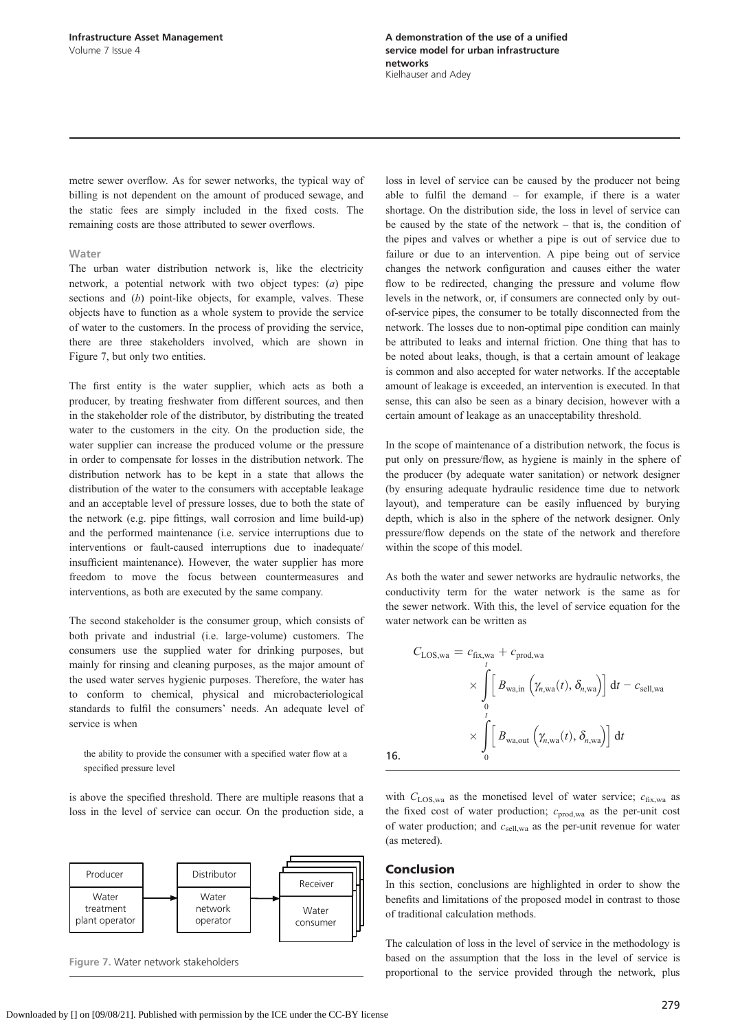metre sewer overflow. As for sewer networks, the typical way of billing is not dependent on the amount of produced sewage, and the static fees are simply included in the fixed costs. The remaining costs are those attributed to sewer overflows.

### Water

The urban water distribution network is, like the electricity network, a potential network with two object types: (*a*) pipe sections and (*b*) point-like objects, for example, valves. These objects have to function as a whole system to provide the service of water to the customers. In the process of providing the service, there are three stakeholders involved, which are shown in Figure 7, but only two entities.

The first entity is the water supplier, which acts as both a producer, by treating freshwater from different sources, and then in the stakeholder role of the distributor, by distributing the treated water to the customers in the city. On the production side, the water supplier can increase the produced volume or the pressure in order to compensate for losses in the distribution network. The distribution network has to be kept in a state that allows the distribution of the water to the consumers with acceptable leakage and an acceptable level of pressure losses, due to both the state of the network (e.g. pipe fittings, wall corrosion and lime build-up) and the performed maintenance (i.e. service interruptions due to interventions or fault-caused interruptions due to inadequate/insufficient maintenance). However, the water supplier has more freedom to move the focus between countermeasures and interventions, as both are executed by the same company.

The second stakeholder is the consumer group, which consists of both private and industrial (i.e. large-volume) customers. The consumers use the supplied water for drinking purposes, but mainly for rinsing and cleaning purposes, as the major amount of the used water serves hygienic purposes. Therefore, the water has to conform to chemical, physical and microbacteriological standards to fulfil the consumers' needs. An adequate level of service is when

> the ability to provide the consumer with a specified water flow at a specified pressure level

is above the specified threshold. There are multiple reasons that a loss in the level of service can occur. On the production side, a loss in level of service can be caused by the producer not being able to fulfil the demand – for example, if there is a water shortage. On the distribution side, the loss in level of service can be caused by the state of the network – that is, the condition of the pipes and valves or whether a pipe is out of service due to failure or due to an intervention. A pipe being out of service changes the network configuration and causes either the water flow to be redirected, changing the pressure and volume flow levels in the network, or, if consumers are connected only by out-of-service pipes, the consumer to be totally disconnected from the network. The losses due to non-optimal pipe condition can mainly be attributed to leaks and internal friction. One thing that has to be noted about leaks, though, is that a certain amount of leakage is common and also accepted for water networks. If the acceptable amount of leakage is exceeded, an intervention is executed. In that sense, this can also be seen as a binary decision, however with a certain amount of leakage as an unacceptability threshold.

| Producer | | Distributor | | Receiver |
|---|---|---|---|---|
| Water treatment plant operator | → | Water network operator | → | Water consumer |

Figure 7. Water network stakeholders

In the scope of maintenance of a distribution network, the focus is put only on pressure/flow, as hygiene is mainly in the sphere of the producer (by adequate water sanitation) or network designer (by ensuring adequate hydraulic residence time due to network layout), and temperature can be easily influenced by burying depth, which is also in the sphere of the network designer. Only pressure/flow depends on the state of the network and therefore within the scope of this model.

As both the water and sewer networks are hydraulic networks, the conductivity term for the water network is the same as for the sewer network. With this, the level of service equation for the water network can be written as

$$C_{\mathrm{LOS,wa}} = c_{\mathrm{fix,wa}} + c_{\mathrm{prod,wa}} \times \int_0^t \Big[ B_{\mathrm{wa,in}} \Big(\gamma_{n,\mathrm{wa}}(t), \delta_{n,\mathrm{wa}}\Big) \Big] \, \mathrm{d}t - c_{\mathrm{sell,wa}} \times \int_0^t \Big[ B_{\mathrm{wa,out}} \Big(\gamma_{n,\mathrm{wa}}(t), \delta_{n,\mathrm{wa}}\Big) \Big] \, \mathrm{d}t \tag{16}$$

with $C_{\mathrm{LOS,wa}}$ as the monetised level of water service; $c_{\mathrm{fix,wa}}$ as the fixed cost of water production; $c_{\mathrm{prod,wa}}$ as the per-unit cost of water production; and $c_{\mathrm{sell,wa}}$ as the per-unit revenue for water (as metered).

## Conclusion

In this section, conclusions are highlighted in order to show the benefits and limitations of the proposed model in contrast to those of traditional calculation methods.

The calculation of loss in the level of service in the methodology is based on the assumption that the loss in the level of service is proportional to the service provided through the network, plus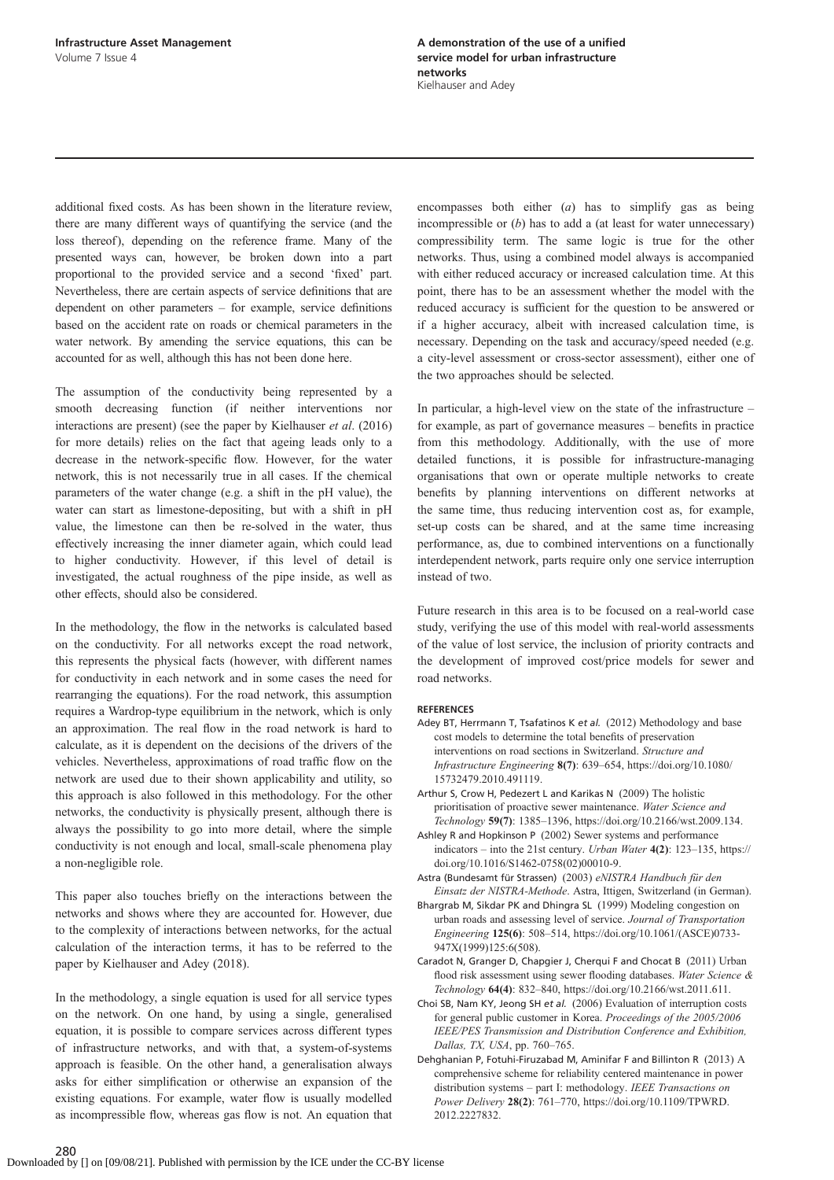additional fixed costs. As has been shown in the literature review, there are many different ways of quantifying the service (and the loss thereof), depending on the reference frame. Many of the presented ways can, however, be broken down into a part proportional to the provided service and a second 'fixed' part. Nevertheless, there are certain aspects of service definitions that are dependent on other parameters – for example, service definitions based on the accident rate on roads or chemical parameters in the water network. By amending the service equations, this can be accounted for as well, although this has not been done here.

The assumption of the conductivity being represented by a smooth decreasing function (if neither interventions nor interactions are present) (see the paper by Kielhauser *et al*. (2016) for more details) relies on the fact that ageing leads only to a decrease in the network-specific flow. However, for the water network, this is not necessarily true in all cases. If the chemical parameters of the water change (e.g. a shift in the pH value), the water can start as limestone-depositing, but with a shift in pH value, the limestone can then be re-solved in the water, thus effectively increasing the inner diameter again, which could lead to higher conductivity. However, if this level of detail is investigated, the actual roughness of the pipe inside, as well as other effects, should also be considered.

In the methodology, the flow in the networks is calculated based on the conductivity. For all networks except the road network, this represents the physical facts (however, with different names for conductivity in each network and in some cases the need for rearranging the equations). For the road network, this assumption requires a Wardrop-type equilibrium in the network, which is only an approximation. The real flow in the road network is hard to calculate, as it is dependent on the decisions of the drivers of the vehicles. Nevertheless, approximations of road traffic flow on the network are used due to their shown applicability and utility, so this approach is also followed in this methodology. For the other networks, the conductivity is physically present, although there is always the possibility to go into more detail, where the simple conductivity is not enough and local, small-scale phenomena play a non-negligible role.

This paper also touches briefly on the interactions between the networks and shows where they are accounted for. However, due to the complexity of interactions between networks, for the actual calculation of the interaction terms, it has to be referred to the paper by Kielhauser and Adey (2018).

In the methodology, a single equation is used for all service types on the network. On one hand, by using a single, generalised equation, it is possible to compare services across different types of infrastructure networks, and with that, a system-of-systems approach is feasible. On the other hand, a generalisation always asks for either simplification or otherwise an expansion of the existing equations. For example, water flow is usually modelled as incompressible flow, whereas gas flow is not. An equation that encompasses both either (*a*) has to simplify gas as being incompressible or (*b*) has to add a (at least for water unnecessary) compressibility term. The same logic is true for the other networks. Thus, using a combined model always is accompanied with either reduced accuracy or increased calculation time. At this point, there has to be an assessment whether the model with the reduced accuracy is sufficient for the question to be answered or if a higher accuracy, albeit with increased calculation time, is necessary. Depending on the task and accuracy/speed needed (e.g. a city-level assessment or cross-sector assessment), either one of the two approaches should be selected.

In particular, a high-level view on the state of the infrastructure – for example, as part of governance measures – benefits in practice from this methodology. Additionally, with the use of more detailed functions, it is possible for infrastructure-managing organisations that own or operate multiple networks to create benefits by planning interventions on different networks at the same time, thus reducing intervention cost as, for example, set-up costs can be shared, and at the same time increasing performance, as, due to combined interventions on a functionally interdependent network, parts require only one service interruption instead of two.

Future research in this area is to be focused on a real-world case study, verifying the use of this model with real-world assessments of the value of lost service, the inclusion of priority contracts and the development of improved cost/price models for sewer and road networks.

## REFERENCES

Adey BT, Herrmann T, Tsafatinos K *et al.* (2012) Methodology and base cost models to determine the total benefits of preservation interventions on road sections in Switzerland. *Structure and Infrastructure Engineering* **8(7)**: 639–654, https://doi.org/10.1080/15732479.2010.491119.

Arthur S, Crow H, Pedezert L and Karikas N (2009) The holistic prioritisation of proactive sewer maintenance. *Water Science and Technology* **59(7)**: 1385–1396, https://doi.org/10.2166/wst.2009.134.

Ashley R and Hopkinson P (2002) Sewer systems and performance indicators – into the 21st century. *Urban Water* **4(2)**: 123–135, https://doi.org/10.1016/S1462-0758(02)00010-9.

Astra (Bundesamt für Strassen) (2003) *eNISTRA Handbuch für den Einsatz der NISTRA-Methode*. Astra, Ittigen, Switzerland (in German).

Bhargrab M, Sikdar PK and Dhingra SL (1999) Modeling congestion on urban roads and assessing level of service. *Journal of Transportation Engineering* **125(6)**: 508–514, https://doi.org/10.1061/(ASCE)0733-947X(1999)125:6(508).

Caradot N, Granger D, Chapgier J, Cherqui F and Chocat B (2011) Urban flood risk assessment using sewer flooding databases. *Water Science & Technology* **64(4)**: 832–840, https://doi.org/10.2166/wst.2011.611.

Choi SB, Nam KY, Jeong SH *et al.* (2006) Evaluation of interruption costs for general public customer in Korea. *Proceedings of the 2005/2006 IEEE/PES Transmission and Distribution Conference and Exhibition, Dallas, TX, USA*, pp. 760–765.

Dehghanian P, Fotuhi-Firuzabad M, Aminifar F and Billinton R (2013) A comprehensive scheme for reliability centered maintenance in power distribution systems – part I: methodology. *IEEE Transactions on Power Delivery* **28(2)**: 761–770, https://doi.org/10.1109/TPWRD.2012.2227832.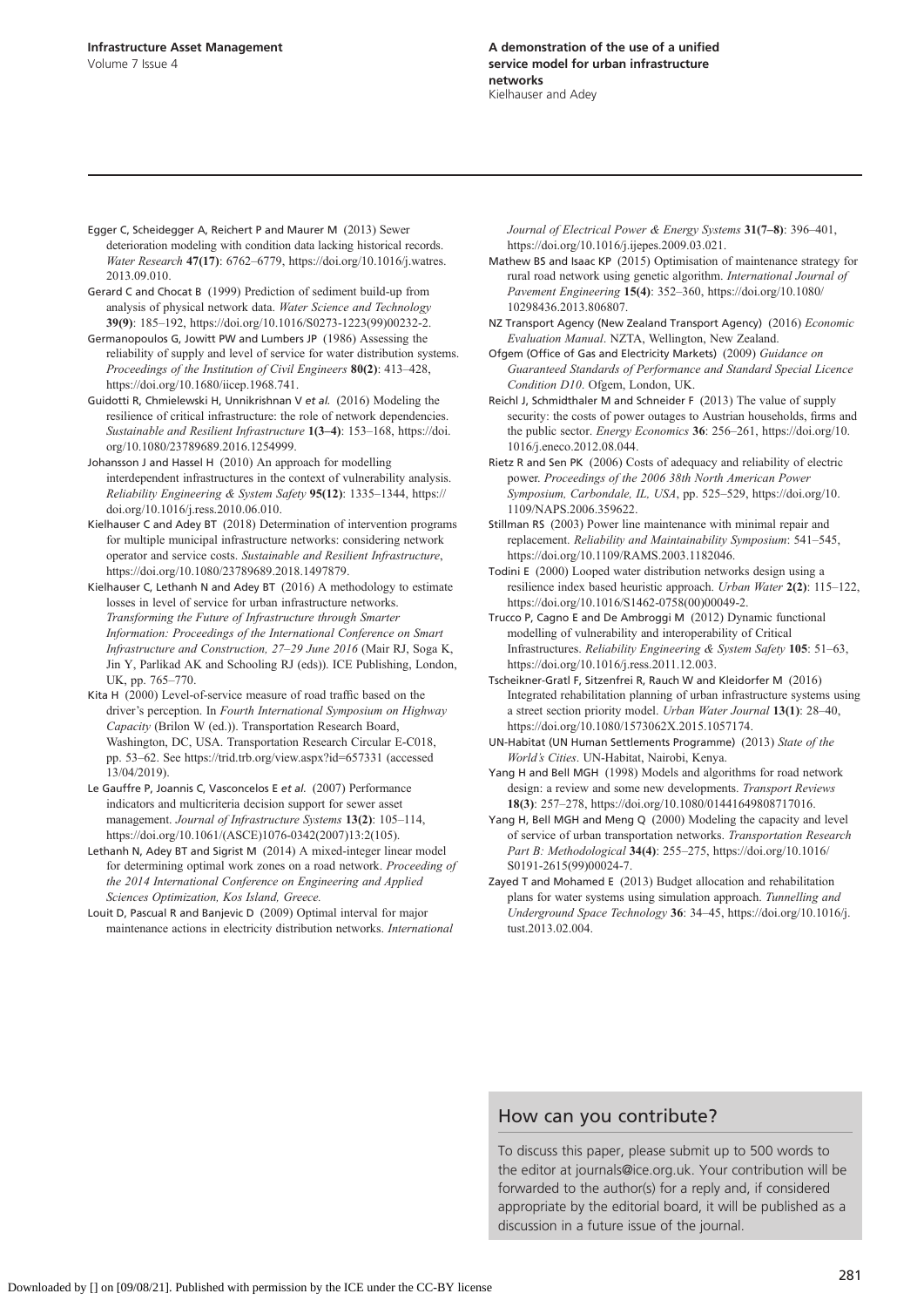Egger C, Scheidegger A, Reichert P and Maurer M (2013) Sewer deterioration modeling with condition data lacking historical records. *Water Research* **47(17)**: 6762–6779, https://doi.org/10.1016/j.watres.2013.09.010.

Gerard C and Chocat B (1999) Prediction of sediment build-up from analysis of physical network data. *Water Science and Technology* **39(9)**: 185–192, https://doi.org/10.1016/S0273-1223(99)00232-2.

Germanopoulos G, Jowitt PW and Lumbers JP (1986) Assessing the reliability of supply and level of service for water distribution systems. *Proceedings of the Institution of Civil Engineers* **80(2)**: 413–428, https://doi.org/10.1680/iicep.1968.741.

Guidotti R, Chmielewski H, Unnikrishnan V *et al.* (2016) Modeling the resilience of critical infrastructure: the role of network dependencies. *Sustainable and Resilient Infrastructure* **1(3–4)**: 153–168, https://doi.org/10.1080/23789689.2016.1254999.

Johansson J and Hassel H (2010) An approach for modelling interdependent infrastructures in the context of vulnerability analysis. *Reliability Engineering & System Safety* **95(12)**: 1335–1344, https://doi.org/10.1016/j.ress.2010.06.010.

Kielhauser C and Adey BT (2018) Determination of intervention programs for multiple municipal infrastructure networks: considering network operator and service costs. *Sustainable and Resilient Infrastructure*, https://doi.org/10.1080/23789689.2018.1497879.

Kielhauser C, Lethanh N and Adey BT (2016) A methodology to estimate losses in level of service for urban infrastructure networks. *Transforming the Future of Infrastructure through Smarter Information: Proceedings of the International Conference on Smart Infrastructure and Construction, 27–29 June 2016* (Mair RJ, Soga K, Jin Y, Parlikad AK and Schooling RJ (eds)). ICE Publishing, London, UK, pp. 765–770.

Kita H (2000) Level-of-service measure of road traffic based on the driver's perception. In *Fourth International Symposium on Highway Capacity* (Brilon W (ed.)). Transportation Research Board, Washington, DC, USA. Transportation Research Circular E-C018, pp. 53–62. See https://trid.trb.org/view.aspx?id=657331 (accessed 13/04/2019).

Le Gauffre P, Joannis C, Vasconcelos E *et al.* (2007) Performance indicators and multicriteria decision support for sewer asset management. *Journal of Infrastructure Systems* **13(2)**: 105–114, https://doi.org/10.1061/(ASCE)1076-0342(2007)13:2(105).

Lethanh N, Adey BT and Sigrist M (2014) A mixed-integer linear model for determining optimal work zones on a road network. *Proceeding of the 2014 International Conference on Engineering and Applied Sciences Optimization, Kos Island, Greece.*

Louit D, Pascual R and Banjevic D (2009) Optimal interval for major maintenance actions in electricity distribution networks. *International Journal of Electrical Power & Energy Systems* **31(7–8)**: 396–401, https://doi.org/10.1016/j.ijepes.2009.03.021.

Mathew BS and Isaac KP (2015) Optimisation of maintenance strategy for rural road network using genetic algorithm. *International Journal of Pavement Engineering* **15(4)**: 352–360, https://doi.org/10.1080/10298436.2013.806807.

NZ Transport Agency (New Zealand Transport Agency) (2016) *Economic Evaluation Manual*. NZTA, Wellington, New Zealand.

Ofgem (Office of Gas and Electricity Markets) (2009) *Guidance on Guaranteed Standards of Performance and Standard Special Licence Condition D10*. Ofgem, London, UK.

Reichl J, Schmidthaler M and Schneider F (2013) The value of supply security: the costs of power outages to Austrian households, firms and the public sector. *Energy Economics* **36**: 256–261, https://doi.org/10.1016/j.eneco.2012.08.044.

Rietz R and Sen PK (2006) Costs of adequacy and reliability of electric power. *Proceedings of the 2006 38th North American Power Symposium, Carbondale, IL, USA*, pp. 525–529, https://doi.org/10.1109/NAPS.2006.359622.

Stillman RS (2003) Power line maintenance with minimal repair and replacement. *Reliability and Maintainability Symposium*: 541–545, https://doi.org/10.1109/RAMS.2003.1182046.

Todini E (2000) Looped water distribution networks design using a resilience index based heuristic approach. *Urban Water* **2(2)**: 115–122, https://doi.org/10.1016/S1462-0758(00)00049-2.

Trucco P, Cagno E and De Ambroggi M (2012) Dynamic functional modelling of vulnerability and interoperability of Critical Infrastructures. *Reliability Engineering & System Safety* **105**: 51–63, https://doi.org/10.1016/j.ress.2011.12.003.

Tscheikner-Gratl F, Sitzenfrei R, Rauch W and Kleidorfer M (2016) Integrated rehabilitation planning of urban infrastructure systems using a street section priority model. *Urban Water Journal* **13(1)**: 28–40, https://doi.org/10.1080/1573062X.2015.1057174.

UN-Habitat (UN Human Settlements Programme) (2013) *State of the World's Cities*. UN-Habitat, Nairobi, Kenya.

Yang H and Bell MGH (1998) Models and algorithms for road network design: a review and some new developments. *Transport Reviews* **18(3)**: 257–278, https://doi.org/10.1080/01441649808717016.

Yang H, Bell MGH and Meng Q (2000) Modeling the capacity and level of service of urban transportation networks. *Transportation Research Part B: Methodological* **34(4)**: 255–275, https://doi.org/10.1016/S0191-2615(99)00024-7.

Zayed T and Mohamed E (2013) Budget allocation and rehabilitation plans for water systems using simulation approach. *Tunnelling and Underground Space Technology* **36**: 34–45, https://doi.org/10.1016/j.tust.2013.02.004.

## How can you contribute?

To discuss this paper, please submit up to 500 words to the editor at journals@ice.org.uk. Your contribution will be forwarded to the author(s) for a reply and, if considered appropriate by the editorial board, it will be published as a discussion in a future issue of the journal.